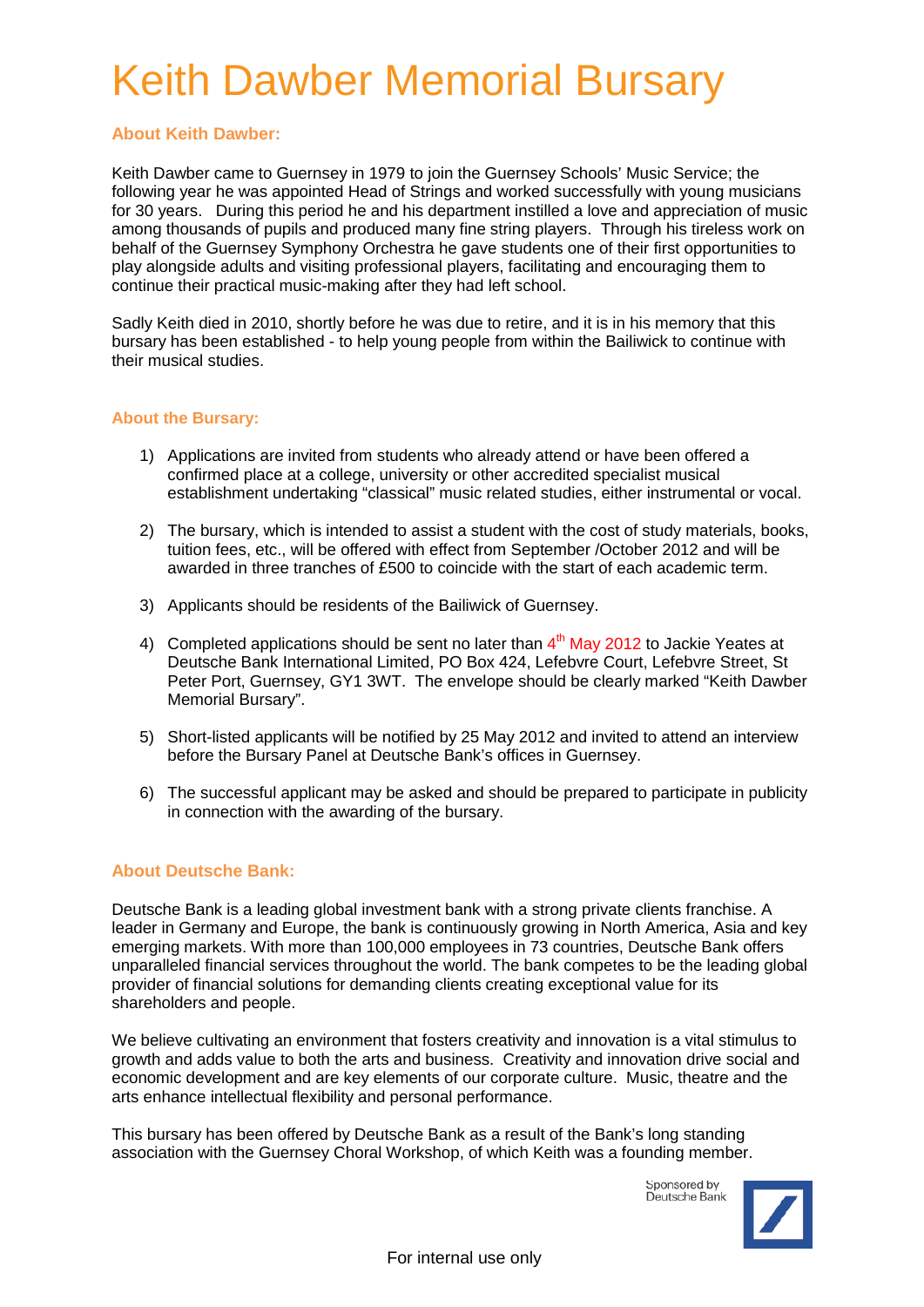# Keith Dawber Memorial Bursary

### About Keith Dawber:

Keith Dawber came to Guernsey in 1979 to join the Guernsey Schools' Music Service; the following year he was appointed Head of Strings and worked successfully with young musicians for 30 years. During this period he and his department instilled a love and appreciation of music among thousands of pupils and produced many fine string players. Through his tireless work on behalf of the Guernsey Symphony Orchestra he gave students one of their first opportunities to play alongside adults and visiting professional players, facilitating and encouraging them to continue their practical music-making after they had left school.

Sadly Keith died in 2010, shortly before he was due to retire, and it is in his memory that this bursary has been established - to help young people from within the Bailiwick to continue with their musical studies.

### About the Bursary:

1) Applications are invited from students who already attend or have been offered a confirmed place at a college, university or other accredited specialist musical establishment undertaking "classical" music related studies, either instrumental or vocal.

2) The bursary, which is intended to assist a student with the cost of study materials, books, tuition fees, etc., will be offered with effect from September /October 2012 and will be awarded in three tranches of £500 to coincide with the start of each academic term.

3) Applicants should be residents of the Bailiwick of Guernsey.

4) Completed applications should be sent no later than 4th May 2012 to Jackie Yeates at Deutsche Bank International Limited, PO Box 424, Lefebvre Court, Lefebvre Street, St Peter Port, Guernsey, GY1 3WT. The envelope should be clearly marked "Keith Dawber Memorial Bursary".

5) Short-listed applicants will be notified by 25 May 2012 and invited to attend an interview before the Bursary Panel at Deutsche Bank's offices in Guernsey.

6) The successful applicant may be asked and should be prepared to participate in publicity in connection with the awarding of the bursary.

### About Deutsche Bank:

Deutsche Bank is a leading global investment bank with a strong private clients franchise. A leader in Germany and Europe, the bank is continuously growing in North America, Asia and key emerging markets. With more than 100,000 employees in 73 countries, Deutsche Bank offers unparalleled financial services throughout the world. The bank competes to be the leading global provider of financial solutions for demanding clients creating exceptional value for its shareholders and people.

We believe cultivating an environment that fosters creativity and innovation is a vital stimulus to growth and adds value to both the arts and business. Creativity and innovation drive social and economic development and are key elements of our corporate culture. Music, theatre and the arts enhance intellectual flexibility and personal performance.

This bursary has been offered by Deutsche Bank as a result of the Bank's long standing association with the Guernsey Choral Workshop, of which Keith was a founding member.

Sponsored by Deutsche Bank

For internal use only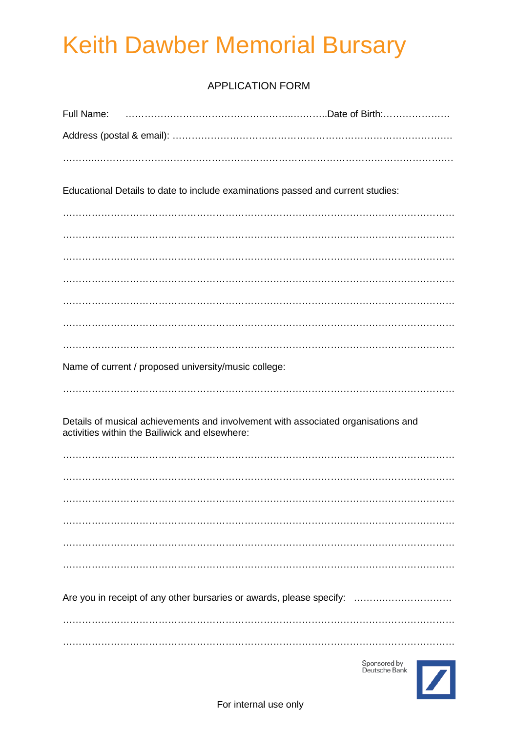# Keith Dawber Memorial Bursary

APPLICATION FORM

Full Name: ……………………………………………………..………..Date of Birth:…………………

Address (postal & email): ……………………………………………………………………………

……………………………………………………………………………………………………………

Educational Details to date to include examinations passed and current studies:

……………………………………………………………………………………………………………

……………………………………………………………………………………………………………

……………………………………………………………………………………………………………

……………………………………………………………………………………………………………

……………………………………………………………………………………………………………

……………………………………………………………………………………………………………

……………………………………………………………………………………………………………

Name of current / proposed university/music college:

……………………………………………………………………………………………………………

Details of musical achievements and involvement with associated organisations and activities within the Bailiwick and elsewhere:

……………………………………………………………………………………………………………

……………………………………………………………………………………………………………

……………………………………………………………………………………………………………

……………………………………………………………………………………………………………

……………………………………………………………………………………………………………

……………………………………………………………………………………………………………

Are you in receipt of any other bursaries or awards, please specify: …………………………

……………………………………………………………………………………………………………

……………………………………………………………………………………………………………

Sponsored by Deutsche Bank

For internal use only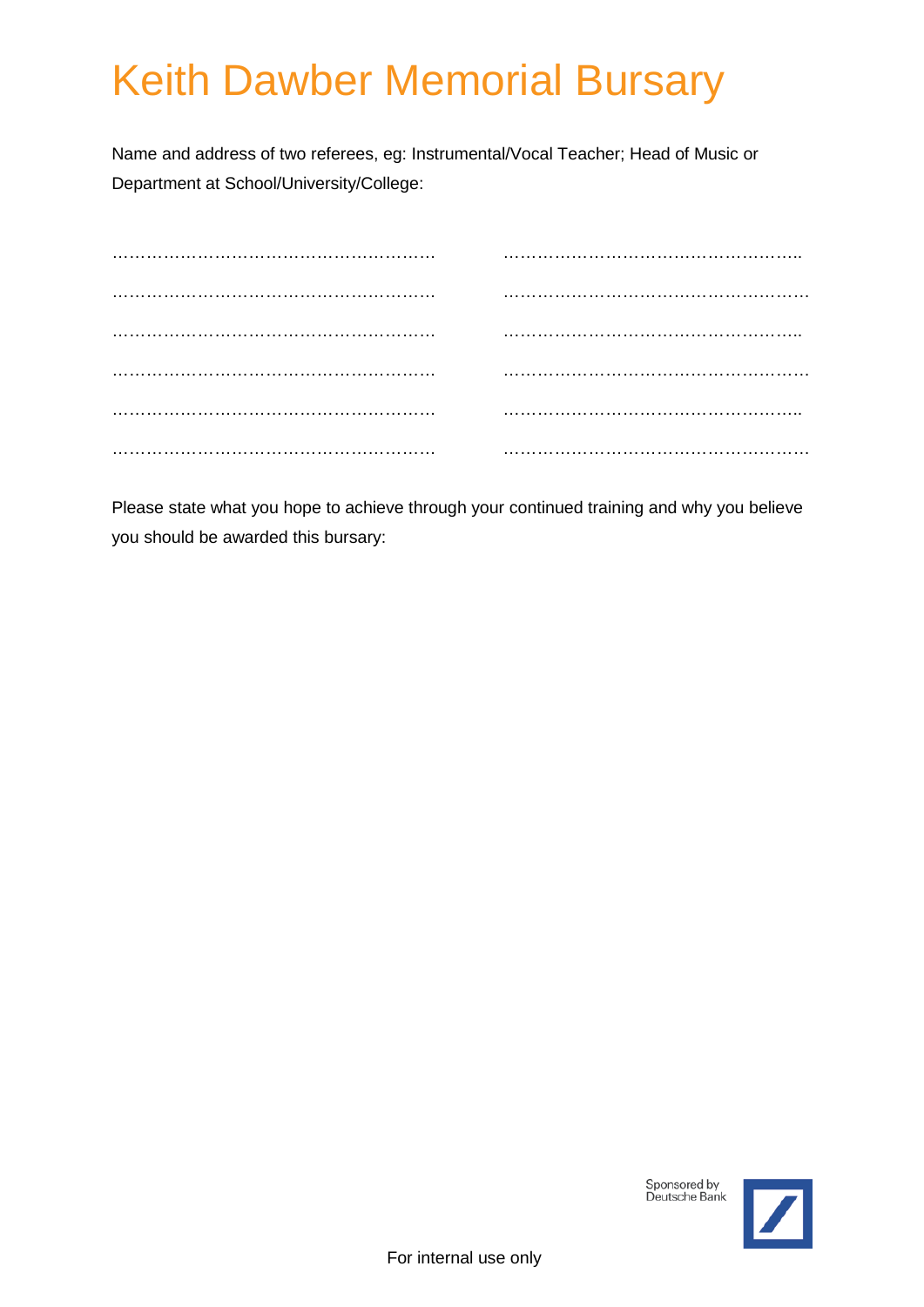# Keith Dawber Memorial Bursary

Name and address of two referees, eg: Instrumental/Vocal Teacher; Head of Music or Department at School/University/College:

| | |
|---|---|
| ………………………………………………… | …………………………………………….. |
| ………………………………………………… | ……………………………………………… |
| ………………………………………………… | …………………………………………….. |
| ………………………………………………… | ……………………………………………… |
| ………………………………………………… | …………………………………………….. |
| ………………………………………………… | ……………………………………………… |

Please state what you hope to achieve through your continued training and why you believe you should be awarded this bursary:

Sponsored by Deutsche Bank

For internal use only